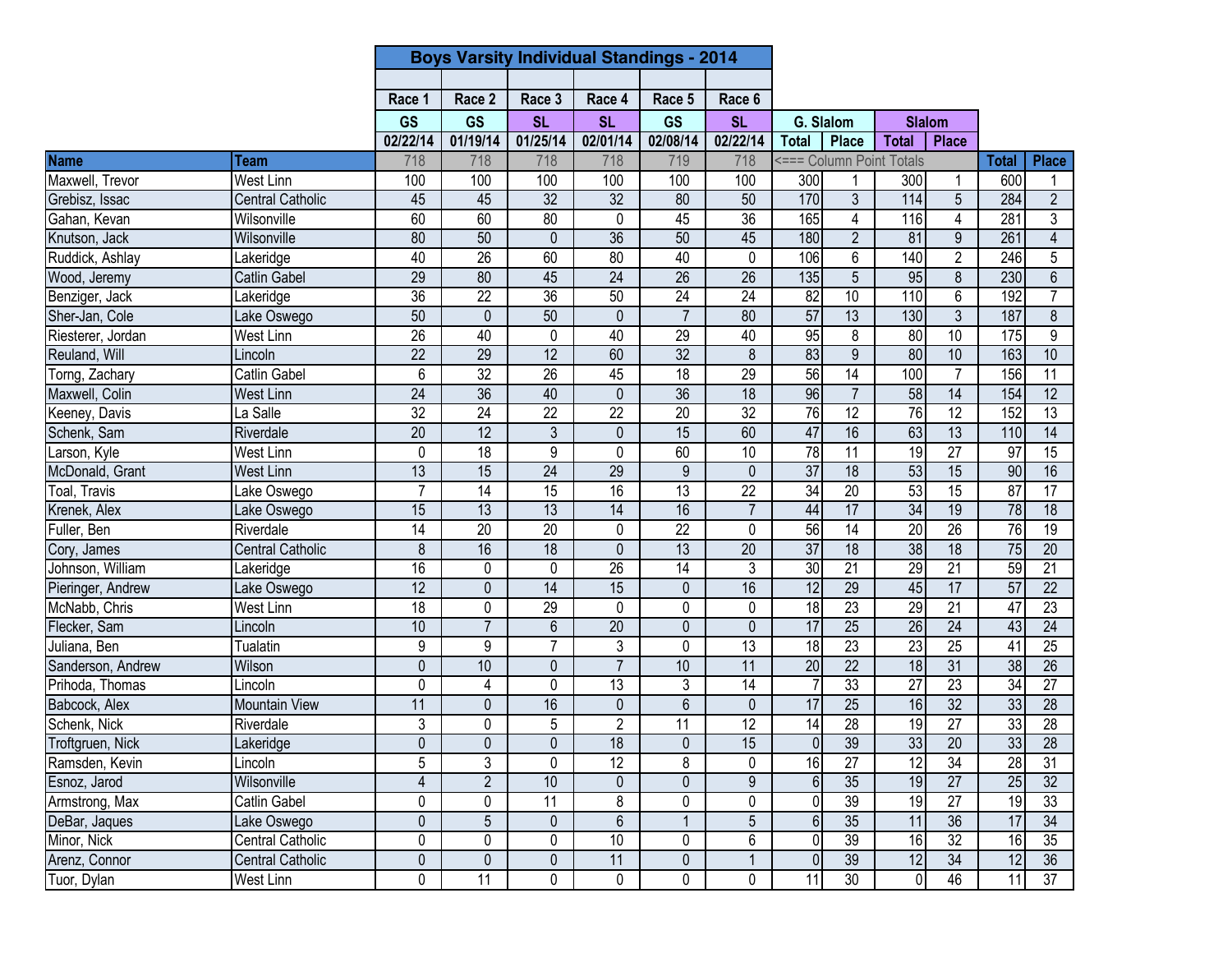# Boys Varsity Individual Standings - 2014

| Name | Team | Race 1 | Race 2 | Race 3 | Race 4 | Race 5 | Race 6 | G. Slalom | | Slalom | | Total | Place |
|---|---|---|---|---|---|---|---|---|---|---|---|---|---|
| | | GS | GS | SL | SL | GS | SL | Total | Place | Total | Place | | |
| | | 02/22/14 | 01/19/14 | 01/25/14 | 02/01/14 | 02/08/14 | 02/22/14 | | | | | | |
| | | 718 | 718 | 718 | 718 | 719 | 718 | <=== Column Point Totals | | | | | |
| Maxwell, Trevor | West Linn | 100 | 100 | 100 | 100 | 100 | 100 | 300 | 1 | 300 | 1 | 600 | 1 |
| Grebisz, Issac | Central Catholic | 45 | 45 | 32 | 32 | 80 | 50 | 170 | 3 | 114 | 5 | 284 | 2 |
| Gahan, Kevan | Wilsonville | 60 | 60 | 80 | 0 | 45 | 36 | 165 | 4 | 116 | 4 | 281 | 3 |
| Knutson, Jack | Wilsonville | 80 | 50 | 0 | 36 | 50 | 45 | 180 | 2 | 81 | 9 | 261 | 4 |
| Ruddick, Ashlay | Lakeridge | 40 | 26 | 60 | 80 | 40 | 0 | 106 | 6 | 140 | 2 | 246 | 5 |
| Wood, Jeremy | Catlin Gabel | 29 | 80 | 45 | 24 | 26 | 26 | 135 | 5 | 95 | 8 | 230 | 6 |
| Benziger, Jack | Lakeridge | 36 | 22 | 36 | 50 | 24 | 24 | 82 | 10 | 110 | 6 | 192 | 7 |
| Sher-Jan, Cole | Lake Oswego | 50 | 0 | 50 | 0 | 7 | 80 | 57 | 13 | 130 | 3 | 187 | 8 |
| Riesterer, Jordan | West Linn | 26 | 40 | 0 | 40 | 29 | 40 | 95 | 8 | 80 | 10 | 175 | 9 |
| Reuland, Will | Lincoln | 22 | 29 | 12 | 60 | 32 | 8 | 83 | 9 | 80 | 10 | 163 | 10 |
| Torng, Zachary | Catlin Gabel | 6 | 32 | 26 | 45 | 18 | 29 | 56 | 14 | 100 | 7 | 156 | 11 |
| Maxwell, Colin | West Linn | 24 | 36 | 40 | 0 | 36 | 18 | 96 | 7 | 58 | 14 | 154 | 12 |
| Keeney, Davis | La Salle | 32 | 24 | 22 | 22 | 20 | 32 | 76 | 12 | 76 | 12 | 152 | 13 |
| Schenk, Sam | Riverdale | 20 | 12 | 3 | 0 | 15 | 60 | 47 | 16 | 63 | 13 | 110 | 14 |
| Larson, Kyle | West Linn | 0 | 18 | 9 | 0 | 60 | 10 | 78 | 11 | 19 | 27 | 97 | 15 |
| McDonald, Grant | West Linn | 13 | 15 | 24 | 29 | 9 | 0 | 37 | 18 | 53 | 15 | 90 | 16 |
| Toal, Travis | Lake Oswego | 7 | 14 | 15 | 16 | 13 | 22 | 34 | 20 | 53 | 15 | 87 | 17 |
| Krenek, Alex | Lake Oswego | 15 | 13 | 13 | 14 | 16 | 7 | 44 | 17 | 34 | 19 | 78 | 18 |
| Fuller, Ben | Riverdale | 14 | 20 | 20 | 0 | 22 | 0 | 56 | 14 | 20 | 26 | 76 | 19 |
| Cory, James | Central Catholic | 8 | 16 | 18 | 0 | 13 | 20 | 37 | 18 | 38 | 18 | 75 | 20 |
| Johnson, William | Lakeridge | 16 | 0 | 0 | 26 | 14 | 3 | 30 | 21 | 29 | 21 | 59 | 21 |
| Pieringer, Andrew | Lake Oswego | 12 | 0 | 14 | 15 | 0 | 16 | 12 | 29 | 45 | 17 | 57 | 22 |
| McNabb, Chris | West Linn | 18 | 0 | 29 | 0 | 0 | 0 | 18 | 23 | 29 | 21 | 47 | 23 |
| Flecker, Sam | Lincoln | 10 | 7 | 6 | 20 | 0 | 0 | 17 | 25 | 26 | 24 | 43 | 24 |
| Juliana, Ben | Tualatin | 9 | 9 | 7 | 3 | 0 | 13 | 18 | 23 | 23 | 25 | 41 | 25 |
| Sanderson, Andrew | Wilson | 0 | 10 | 0 | 7 | 10 | 11 | 20 | 22 | 18 | 31 | 38 | 26 |
| Prihoda, Thomas | Lincoln | 0 | 4 | 0 | 13 | 3 | 14 | 7 | 33 | 27 | 23 | 34 | 27 |
| Babcock, Alex | Mountain View | 11 | 0 | 16 | 0 | 6 | 0 | 17 | 25 | 16 | 32 | 33 | 28 |
| Schenk, Nick | Riverdale | 3 | 0 | 5 | 2 | 11 | 12 | 14 | 28 | 19 | 27 | 33 | 28 |
| Troftgruen, Nick | Lakeridge | 0 | 0 | 0 | 18 | 0 | 15 | 0 | 39 | 33 | 20 | 33 | 28 |
| Ramsden, Kevin | Lincoln | 5 | 3 | 0 | 12 | 8 | 0 | 16 | 27 | 12 | 34 | 28 | 31 |
| Esnoz, Jarod | Wilsonville | 4 | 2 | 10 | 0 | 0 | 9 | 6 | 35 | 19 | 27 | 25 | 32 |
| Armstrong, Max | Catlin Gabel | 0 | 0 | 11 | 8 | 0 | 0 | 0 | 39 | 19 | 27 | 19 | 33 |
| DeBar, Jaques | Lake Oswego | 0 | 5 | 0 | 6 | 1 | 5 | 6 | 35 | 11 | 36 | 17 | 34 |
| Minor, Nick | Central Catholic | 0 | 0 | 0 | 10 | 0 | 6 | 0 | 39 | 16 | 32 | 16 | 35 |
| Arenz, Connor | Central Catholic | 0 | 0 | 0 | 11 | 0 | 1 | 0 | 39 | 12 | 34 | 12 | 36 |
| Tuor, Dylan | West Linn | 0 | 11 | 0 | 0 | 0 | 0 | 11 | 30 | 0 | 46 | 11 | 37 |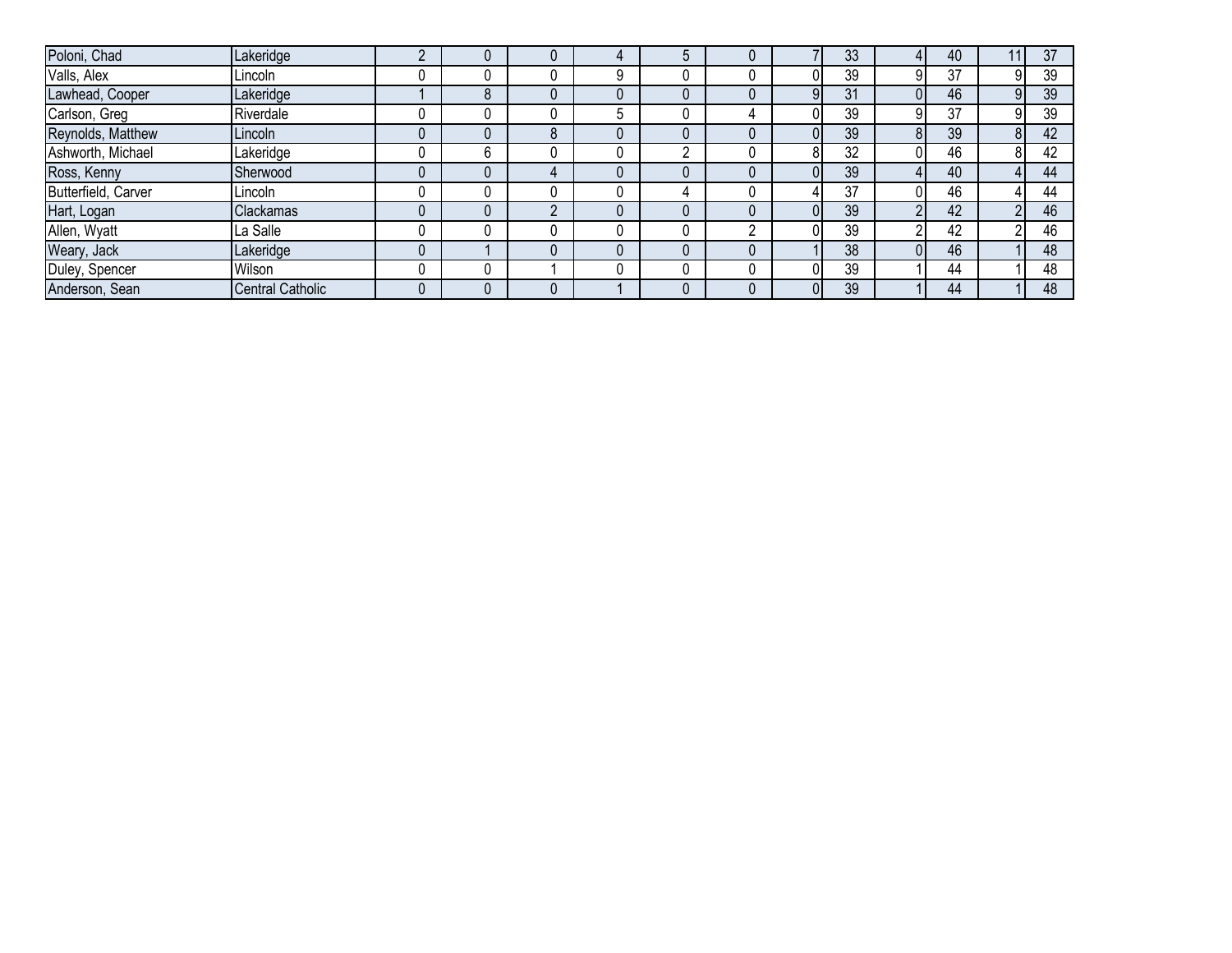| | | | | | | | | | | | | | |
|---|---|---|---|---|---|---|---|---|---|---|---|---|---|
| Poloni, Chad | Lakeridge | 2 | 0 | 0 | 4 | 5 | 0 | 7 | 33 | 4 | 40 | 11 | 37 |
| Valls, Alex | Lincoln | 0 | 0 | 0 | 9 | 0 | 0 | 0 | 39 | 9 | 37 | 9 | 39 |
| Lawhead, Cooper | Lakeridge | 1 | 8 | 0 | 0 | 0 | 0 | 9 | 31 | 0 | 46 | 9 | 39 |
| Carlson, Greg | Riverdale | 0 | 0 | 0 | 5 | 0 | 4 | 0 | 39 | 9 | 37 | 9 | 39 |
| Reynolds, Matthew | Lincoln | 0 | 0 | 8 | 0 | 0 | 0 | 0 | 39 | 8 | 39 | 8 | 42 |
| Ashworth, Michael | Lakeridge | 0 | 6 | 0 | 0 | 2 | 0 | 8 | 32 | 0 | 46 | 8 | 42 |
| Ross, Kenny | Sherwood | 0 | 0 | 4 | 0 | 0 | 0 | 0 | 39 | 4 | 40 | 4 | 44 |
| Butterfield, Carver | Lincoln | 0 | 0 | 0 | 0 | 4 | 0 | 4 | 37 | 0 | 46 | 4 | 44 |
| Hart, Logan | Clackamas | 0 | 0 | 2 | 0 | 0 | 0 | 0 | 39 | 2 | 42 | 2 | 46 |
| Allen, Wyatt | La Salle | 0 | 0 | 0 | 0 | 0 | 2 | 0 | 39 | 2 | 42 | 2 | 46 |
| Weary, Jack | Lakeridge | 0 | 1 | 0 | 0 | 0 | 0 | 1 | 38 | 0 | 46 | 1 | 48 |
| Duley, Spencer | Wilson | 0 | 0 | 1 | 0 | 0 | 0 | 0 | 39 | 1 | 44 | 1 | 48 |
| Anderson, Sean | Central Catholic | 0 | 0 | 0 | 1 | 0 | 0 | 0 | 39 | 1 | 44 | 1 | 48 |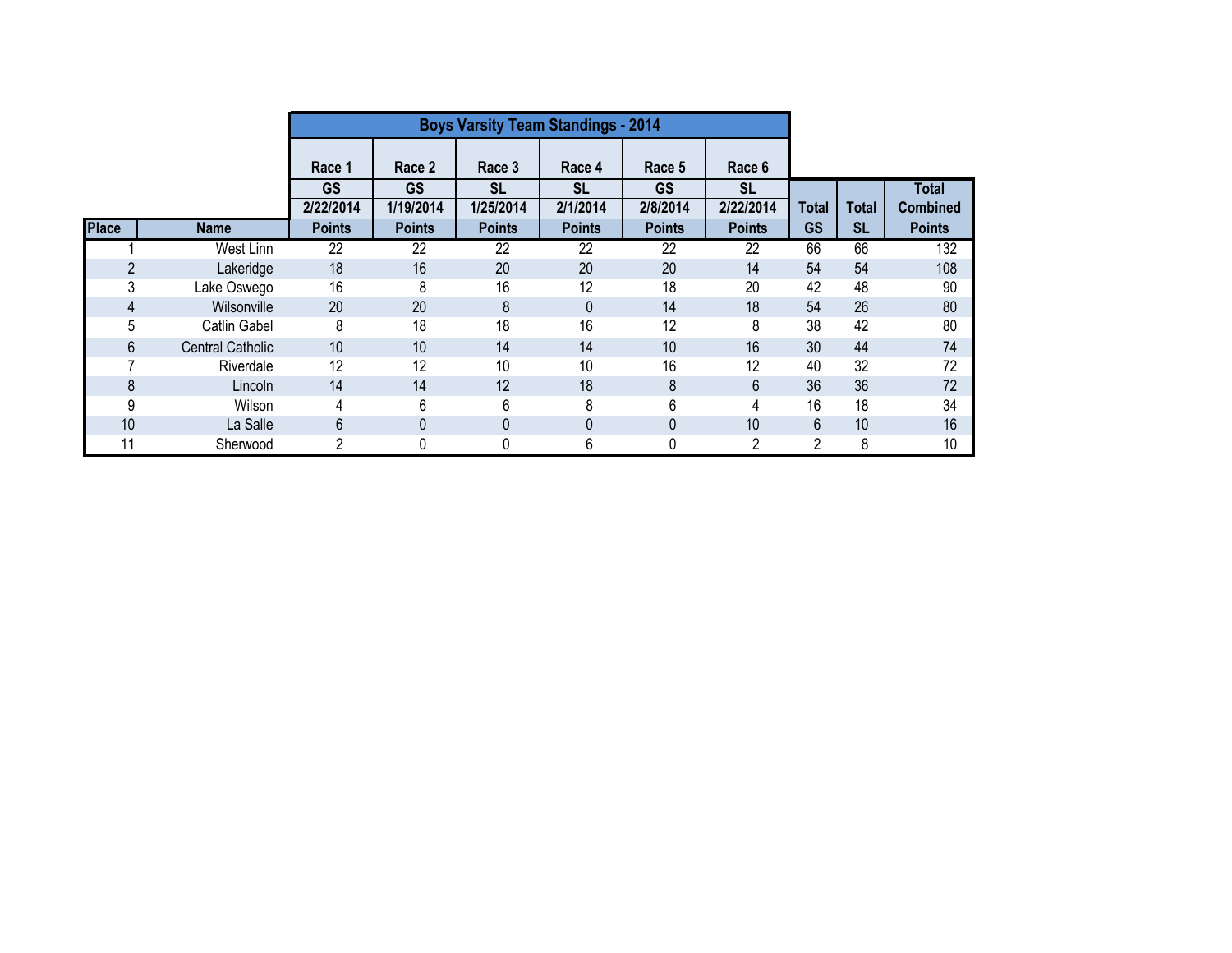| | | Boys Varsity Team Standings - 2014 | | | | | | | | |
|---|---|---|---|---|---|---|---|---|---|---|
| | | Race 1 | Race 2 | Race 3 | Race 4 | Race 5 | Race 6 | | | |
| | | GS | GS | SL | SL | GS | SL | | | Total |
| | | 2/22/2014 | 1/19/2014 | 1/25/2014 | 2/1/2014 | 2/8/2014 | 2/22/2014 | Total | Total | Combined |
| Place | Name | Points | Points | Points | Points | Points | Points | GS | SL | Points |
| 1 | West Linn | 22 | 22 | 22 | 22 | 22 | 22 | 66 | 66 | 132 |
| 2 | Lakeridge | 18 | 16 | 20 | 20 | 20 | 14 | 54 | 54 | 108 |
| 3 | Lake Oswego | 16 | 8 | 16 | 12 | 18 | 20 | 42 | 48 | 90 |
| 4 | Wilsonville | 20 | 20 | 8 | 0 | 14 | 18 | 54 | 26 | 80 |
| 5 | Catlin Gabel | 8 | 18 | 18 | 16 | 12 | 8 | 38 | 42 | 80 |
| 6 | Central Catholic | 10 | 10 | 14 | 14 | 10 | 16 | 30 | 44 | 74 |
| 7 | Riverdale | 12 | 12 | 10 | 10 | 16 | 12 | 40 | 32 | 72 |
| 8 | Lincoln | 14 | 14 | 12 | 18 | 8 | 6 | 36 | 36 | 72 |
| 9 | Wilson | 4 | 6 | 6 | 8 | 6 | 4 | 16 | 18 | 34 |
| 10 | La Salle | 6 | 0 | 0 | 0 | 0 | 10 | 6 | 10 | 16 |
| 11 | Sherwood | 2 | 0 | 0 | 6 | 0 | 2 | 2 | 8 | 10 |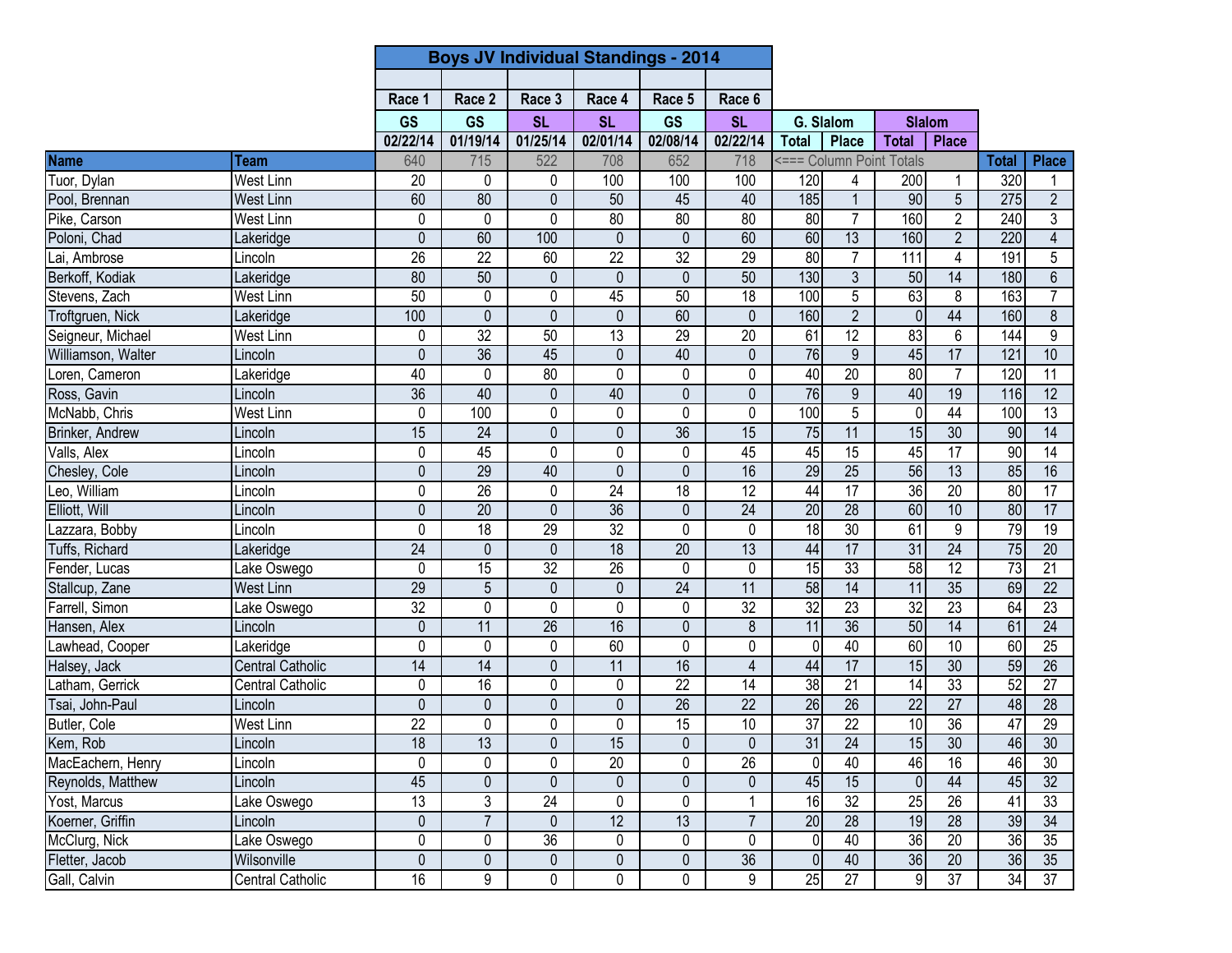| | | Boys JV Individual Standings - 2014 | | | | | | | | | | | |
|---|---|---|---|---|---|---|---|---|---|---|---|---|---|
| | | Race 1 | Race 2 | Race 3 | Race 4 | Race 5 | Race 6 | | | | | | |
| | | GS | GS | SL | SL | GS | SL | G. Slalom | | Slalom | | | |
| | | 02/22/14 | 01/19/14 | 01/25/14 | 02/01/14 | 02/08/14 | 02/22/14 | Total | Place | Total | Place | | |
| **Name** | **Team** | 640 | 715 | 522 | 708 | 652 | 718 | <=== Column Point Totals | | | | **Total** | **Place** |
| Tuor, Dylan | West Linn | 20 | 0 | 0 | 100 | 100 | 100 | 120 | 4 | 200 | 1 | 320 | 1 |
| Pool, Brennan | West Linn | 60 | 80 | 0 | 50 | 45 | 40 | 185 | 1 | 90 | 5 | 275 | 2 |
| Pike, Carson | West Linn | 0 | 0 | 0 | 80 | 80 | 80 | 80 | 7 | 160 | 2 | 240 | 3 |
| Poloni, Chad | Lakeridge | 0 | 60 | 100 | 0 | 0 | 60 | 60 | 13 | 160 | 2 | 220 | 4 |
| Lai, Ambrose | Lincoln | 26 | 22 | 60 | 22 | 32 | 29 | 80 | 7 | 111 | 4 | 191 | 5 |
| Berkoff, Kodiak | Lakeridge | 80 | 50 | 0 | 0 | 0 | 50 | 130 | 3 | 50 | 14 | 180 | 6 |
| Stevens, Zach | West Linn | 50 | 0 | 0 | 45 | 50 | 18 | 100 | 5 | 63 | 8 | 163 | 7 |
| Troftgruen, Nick | Lakeridge | 100 | 0 | 0 | 0 | 60 | 0 | 160 | 2 | 0 | 44 | 160 | 8 |
| Seigneur, Michael | West Linn | 0 | 32 | 50 | 13 | 29 | 20 | 61 | 12 | 83 | 6 | 144 | 9 |
| Williamson, Walter | Lincoln | 0 | 36 | 45 | 0 | 40 | 0 | 76 | 9 | 45 | 17 | 121 | 10 |
| Loren, Cameron | Lakeridge | 40 | 0 | 80 | 0 | 0 | 0 | 40 | 20 | 80 | 7 | 120 | 11 |
| Ross, Gavin | Lincoln | 36 | 40 | 0 | 40 | 0 | 0 | 76 | 9 | 40 | 19 | 116 | 12 |
| McNabb, Chris | West Linn | 0 | 100 | 0 | 0 | 0 | 0 | 100 | 5 | 0 | 44 | 100 | 13 |
| Brinker, Andrew | Lincoln | 15 | 24 | 0 | 0 | 36 | 15 | 75 | 11 | 15 | 30 | 90 | 14 |
| Valls, Alex | Lincoln | 0 | 45 | 0 | 0 | 0 | 45 | 45 | 15 | 45 | 17 | 90 | 14 |
| Chesley, Cole | Lincoln | 0 | 29 | 40 | 0 | 0 | 16 | 29 | 25 | 56 | 13 | 85 | 16 |
| Leo, William | Lincoln | 0 | 26 | 0 | 24 | 18 | 12 | 44 | 17 | 36 | 20 | 80 | 17 |
| Elliott, Will | Lincoln | 0 | 20 | 0 | 36 | 0 | 24 | 20 | 28 | 60 | 10 | 80 | 17 |
| Lazzara, Bobby | Lincoln | 0 | 18 | 29 | 32 | 0 | 0 | 18 | 30 | 61 | 9 | 79 | 19 |
| Tuffs, Richard | Lakeridge | 24 | 0 | 0 | 18 | 20 | 13 | 44 | 17 | 31 | 24 | 75 | 20 |
| Fender, Lucas | Lake Oswego | 0 | 15 | 32 | 26 | 0 | 0 | 15 | 33 | 58 | 12 | 73 | 21 |
| Stallcup, Zane | West Linn | 29 | 5 | 0 | 0 | 24 | 11 | 58 | 14 | 11 | 35 | 69 | 22 |
| Farrell, Simon | Lake Oswego | 32 | 0 | 0 | 0 | 0 | 32 | 32 | 23 | 32 | 23 | 64 | 23 |
| Hansen, Alex | Lincoln | 0 | 11 | 26 | 16 | 0 | 8 | 11 | 36 | 50 | 14 | 61 | 24 |
| Lawhead, Cooper | Lakeridge | 0 | 0 | 0 | 60 | 0 | 0 | 0 | 40 | 60 | 10 | 60 | 25 |
| Halsey, Jack | Central Catholic | 14 | 14 | 0 | 11 | 16 | 4 | 44 | 17 | 15 | 30 | 59 | 26 |
| Latham, Gerrick | Central Catholic | 0 | 16 | 0 | 0 | 22 | 14 | 38 | 21 | 14 | 33 | 52 | 27 |
| Tsai, John-Paul | Lincoln | 0 | 0 | 0 | 0 | 26 | 22 | 26 | 26 | 22 | 27 | 48 | 28 |
| Butler, Cole | West Linn | 22 | 0 | 0 | 0 | 15 | 10 | 37 | 22 | 10 | 36 | 47 | 29 |
| Kem, Rob | Lincoln | 18 | 13 | 0 | 15 | 0 | 0 | 31 | 24 | 15 | 30 | 46 | 30 |
| MacEachern, Henry | Lincoln | 0 | 0 | 0 | 20 | 0 | 26 | 0 | 40 | 46 | 16 | 46 | 30 |
| Reynolds, Matthew | Lincoln | 45 | 0 | 0 | 0 | 0 | 0 | 45 | 15 | 0 | 44 | 45 | 32 |
| Yost, Marcus | Lake Oswego | 13 | 3 | 24 | 0 | 0 | 1 | 16 | 32 | 25 | 26 | 41 | 33 |
| Koerner, Griffin | Lincoln | 0 | 7 | 0 | 12 | 13 | 7 | 20 | 28 | 19 | 28 | 39 | 34 |
| McClurg, Nick | Lake Oswego | 0 | 0 | 36 | 0 | 0 | 0 | 0 | 40 | 36 | 20 | 36 | 35 |
| Fletter, Jacob | Wilsonville | 0 | 0 | 0 | 0 | 0 | 36 | 0 | 40 | 36 | 20 | 36 | 35 |
| Gall, Calvin | Central Catholic | 16 | 9 | 0 | 0 | 0 | 9 | 25 | 27 | 9 | 37 | 34 | 37 |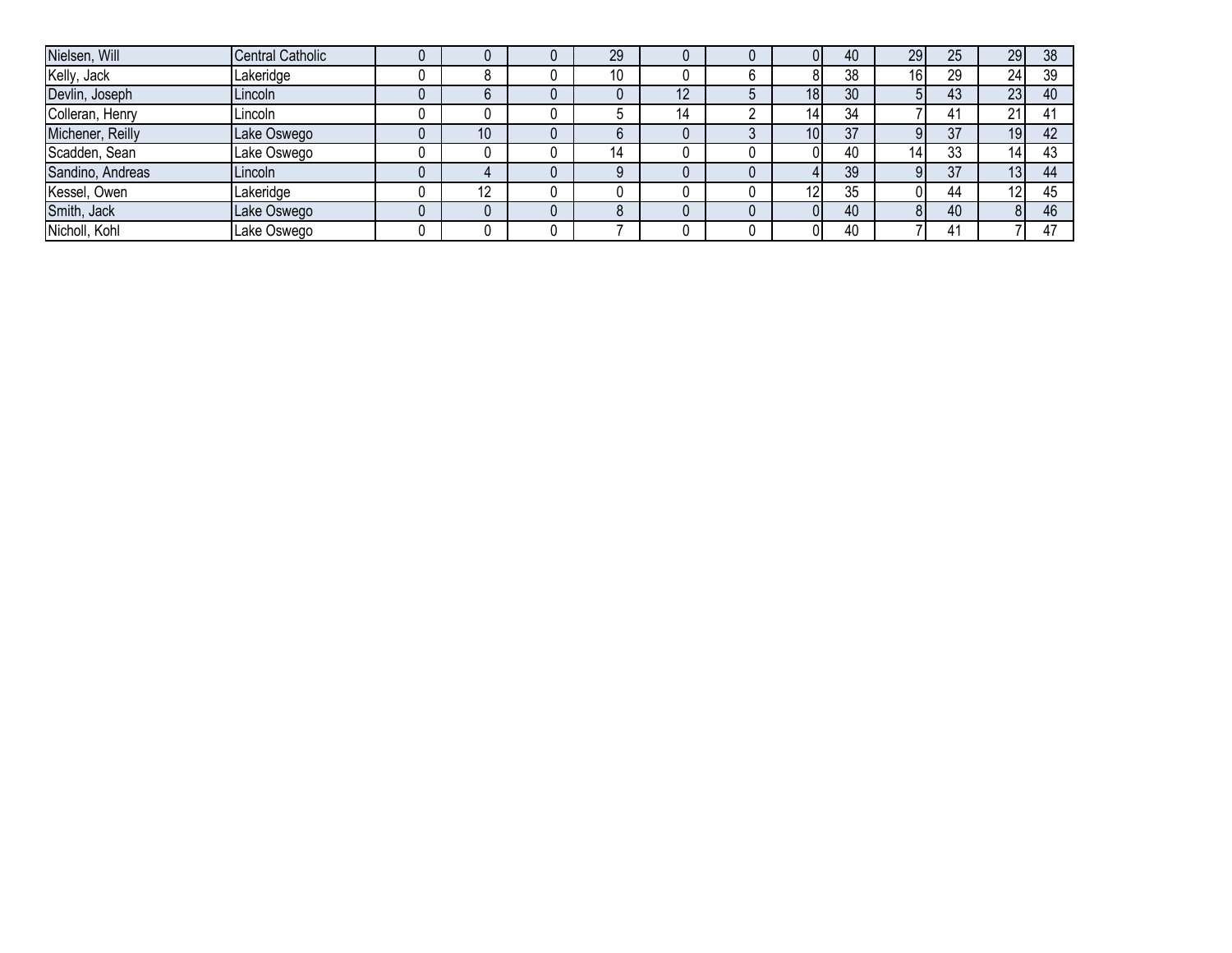| | | | | | | | | | | | | | |
|---|---|---|---|---|---|---|---|---|---|---|---|---|---|
| Nielsen, Will | Central Catholic | 0 | 0 | 0 | 29 | 0 | 0 | 0 | 40 | 29 | 25 | 29 | 38 |
| Kelly, Jack | Lakeridge | 0 | 8 | 0 | 10 | 0 | 6 | 8 | 38 | 16 | 29 | 24 | 39 |
| Devlin, Joseph | Lincoln | 0 | 6 | 0 | 0 | 12 | 5 | 18 | 30 | 5 | 43 | 23 | 40 |
| Colleran, Henry | Lincoln | 0 | 0 | 0 | 5 | 14 | 2 | 14 | 34 | 7 | 41 | 21 | 41 |
| Michener, Reilly | Lake Oswego | 0 | 10 | 0 | 6 | 0 | 3 | 10 | 37 | 9 | 37 | 19 | 42 |
| Scadden, Sean | Lake Oswego | 0 | 0 | 0 | 14 | 0 | 0 | 0 | 40 | 14 | 33 | 14 | 43 |
| Sandino, Andreas | Lincoln | 0 | 4 | 0 | 9 | 0 | 0 | 4 | 39 | 9 | 37 | 13 | 44 |
| Kessel, Owen | Lakeridge | 0 | 12 | 0 | 0 | 0 | 0 | 12 | 35 | 0 | 44 | 12 | 45 |
| Smith, Jack | Lake Oswego | 0 | 0 | 0 | 8 | 0 | 0 | 0 | 40 | 8 | 40 | 8 | 46 |
| Nicholl, Kohl | Lake Oswego | 0 | 0 | 0 | 7 | 0 | 0 | 0 | 40 | 7 | 41 | 7 | 47 |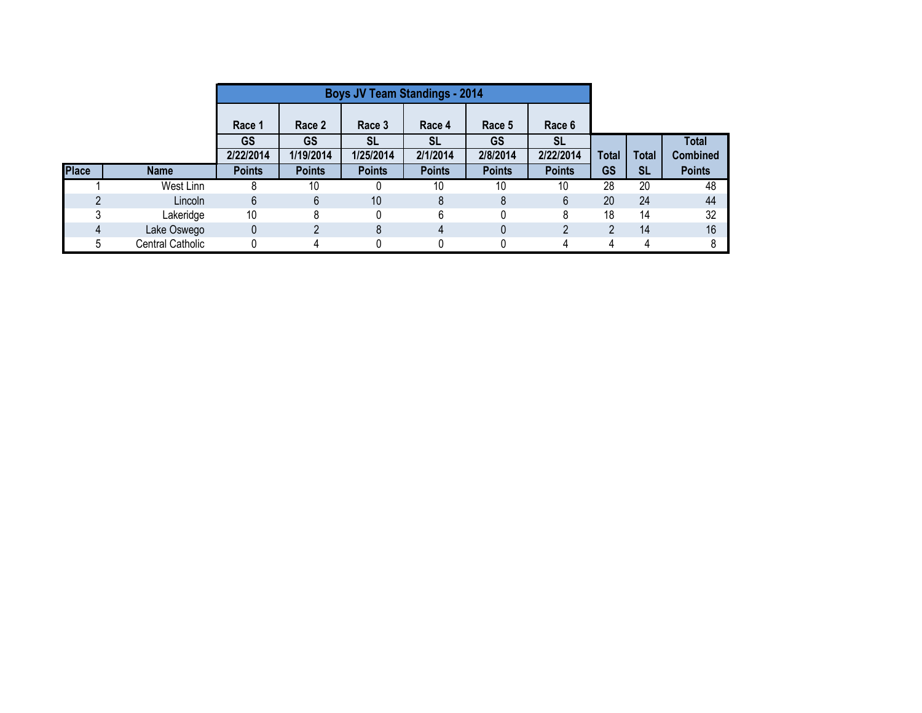| | | Boys JV Team Standings - 2014 | | | | | | | | |
|---|---|---|---|---|---|---|---|---|---|---|
| | | Race 1 | Race 2 | Race 3 | Race 4 | Race 5 | Race 6 | | | |
| | | GS | GS | SL | SL | GS | SL | | | Total |
| | | 2/22/2014 | 1/19/2014 | 1/25/2014 | 2/1/2014 | 2/8/2014 | 2/22/2014 | Total | Total | Combined |
| **Place** | **Name** | **Points** | **Points** | **Points** | **Points** | **Points** | **Points** | **GS** | **SL** | **Points** |
| 1 | West Linn | 8 | 10 | 0 | 10 | 10 | 10 | 28 | 20 | 48 |
| 2 | Lincoln | 6 | 6 | 10 | 8 | 8 | 6 | 20 | 24 | 44 |
| 3 | Lakeridge | 10 | 8 | 0 | 6 | 0 | 8 | 18 | 14 | 32 |
| 4 | Lake Oswego | 0 | 2 | 8 | 4 | 0 | 2 | 2 | 14 | 16 |
| 5 | Central Catholic | 0 | 4 | 0 | 0 | 0 | 4 | 4 | 4 | 8 |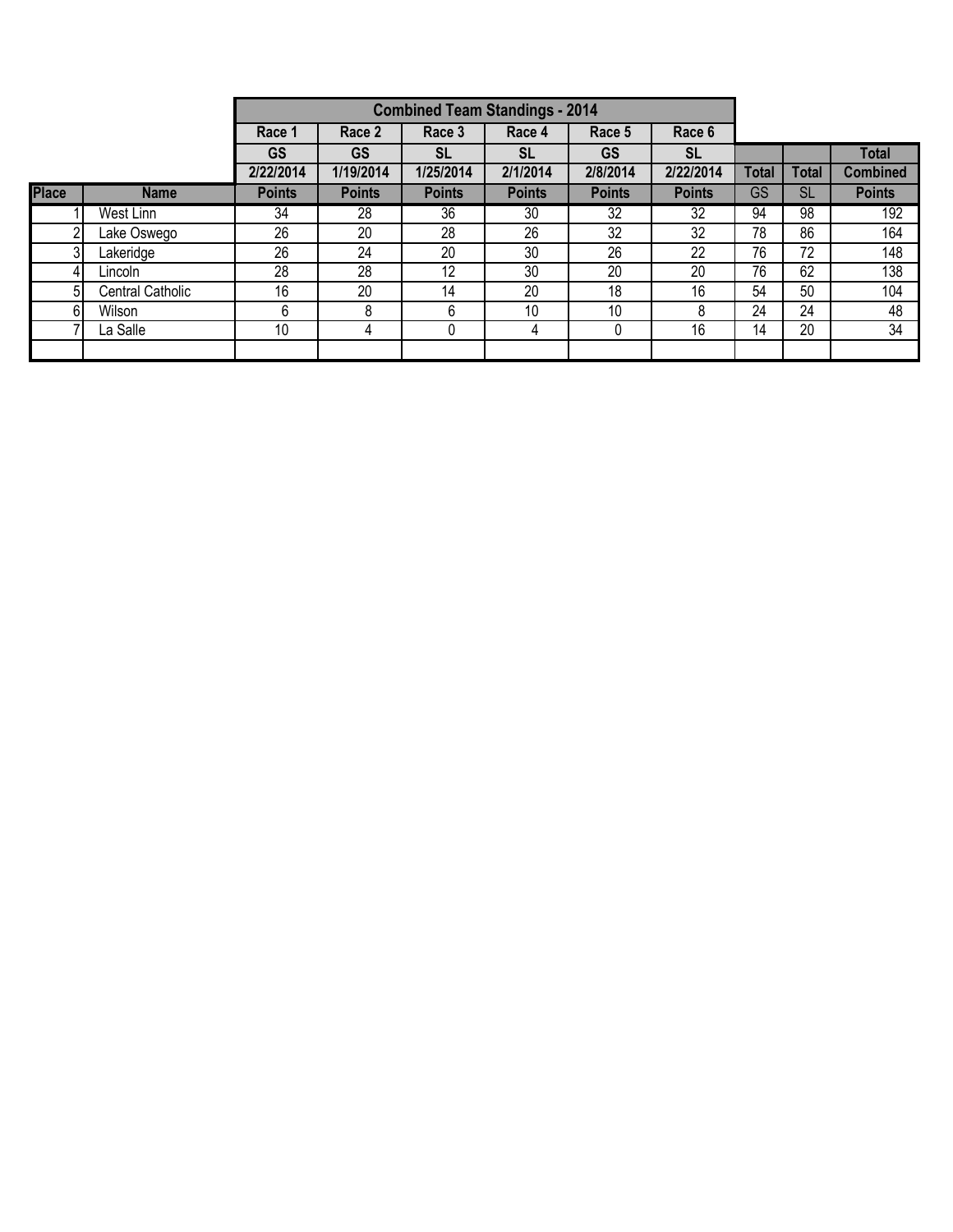| | | Combined Team Standings - 2014 | | | | | | | | |
|---|---|---|---|---|---|---|---|---|---|---|
| | | Race 1 | Race 2 | Race 3 | Race 4 | Race 5 | Race 6 | | | |
| | | GS | GS | SL | SL | GS | SL | | | Total |
| | | 2/22/2014 | 1/19/2014 | 1/25/2014 | 2/1/2014 | 2/8/2014 | 2/22/2014 | Total | Total | Combined |
| **Place** | **Name** | **Points** | **Points** | **Points** | **Points** | **Points** | **Points** | GS | SL | **Points** |
| 1 | West Linn | 34 | 28 | 36 | 30 | 32 | 32 | 94 | 98 | 192 |
| 2 | Lake Oswego | 26 | 20 | 28 | 26 | 32 | 32 | 78 | 86 | 164 |
| 3 | Lakeridge | 26 | 24 | 20 | 30 | 26 | 22 | 76 | 72 | 148 |
| 4 | Lincoln | 28 | 28 | 12 | 30 | 20 | 20 | 76 | 62 | 138 |
| 5 | Central Catholic | 16 | 20 | 14 | 20 | 18 | 16 | 54 | 50 | 104 |
| 6 | Wilson | 6 | 8 | 6 | 10 | 10 | 8 | 24 | 24 | 48 |
| 7 | La Salle | 10 | 4 | 0 | 4 | 0 | 16 | 14 | 20 | 34 |
| | | | | | | | | | | |